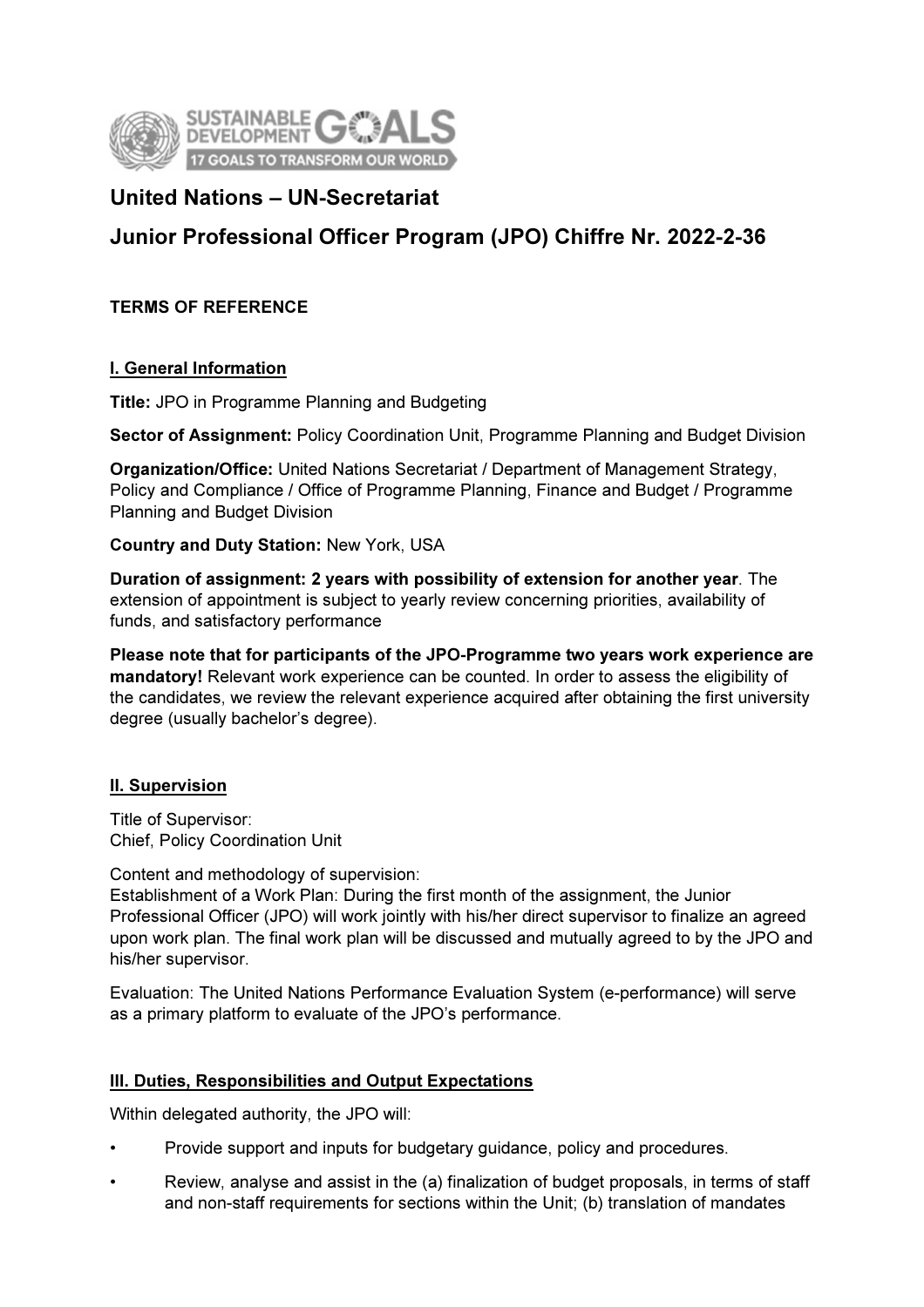# United Nations – UN-Secretariat

# Junior Professional Officer Program (JPO) Chiffre Nr. 2022-2-36

**TERMS OF REFERENCE**

## I. General Information

**Title:** JPO in Programme Planning and Budgeting

**Sector of Assignment:** Policy Coordination Unit, Programme Planning and Budget Division

**Organization/Office:** United Nations Secretariat / Department of Management Strategy, Policy and Compliance / Office of Programme Planning, Finance and Budget / Programme Planning and Budget Division

**Country and Duty Station:** New York, USA

**Duration of assignment: 2 years with possibility of extension for another year**. The extension of appointment is subject to yearly review concerning priorities, availability of funds, and satisfactory performance

**Please note that for participants of the JPO-Programme two years work experience are mandatory!** Relevant work experience can be counted. In order to assess the eligibility of the candidates, we review the relevant experience acquired after obtaining the first university degree (usually bachelor's degree).

## II. Supervision

Title of Supervisor:
Chief, Policy Coordination Unit

Content and methodology of supervision:
Establishment of a Work Plan: During the first month of the assignment, the Junior Professional Officer (JPO) will work jointly with his/her direct supervisor to finalize an agreed upon work plan. The final work plan will be discussed and mutually agreed to by the JPO and his/her supervisor.

Evaluation: The United Nations Performance Evaluation System (e-performance) will serve as a primary platform to evaluate of the JPO's performance.

## III. Duties, Responsibilities and Output Expectations

Within delegated authority, the JPO will:

- Provide support and inputs for budgetary guidance, policy and procedures.
- Review, analyse and assist in the (a) finalization of budget proposals, in terms of staff and non-staff requirements for sections within the Unit; (b) translation of mandates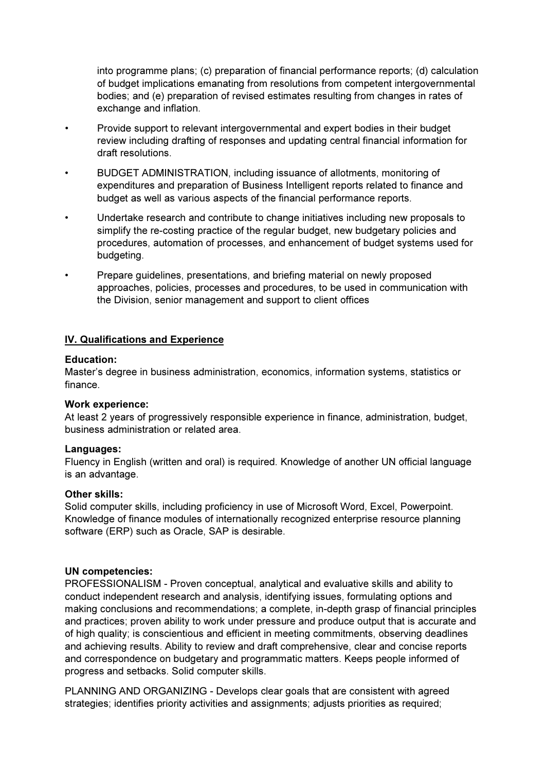into programme plans; (c) preparation of financial performance reports; (d) calculation of budget implications emanating from resolutions from competent intergovernmental bodies; and (e) preparation of revised estimates resulting from changes in rates of exchange and inflation.

- Provide support to relevant intergovernmental and expert bodies in their budget review including drafting of responses and updating central financial information for draft resolutions.
- BUDGET ADMINISTRATION, including issuance of allotments, monitoring of expenditures and preparation of Business Intelligent reports related to finance and budget as well as various aspects of the financial performance reports.
- Undertake research and contribute to change initiatives including new proposals to simplify the re-costing practice of the regular budget, new budgetary policies and procedures, automation of processes, and enhancement of budget systems used for budgeting.
- Prepare guidelines, presentations, and briefing material on newly proposed approaches, policies, processes and procedures, to be used in communication with the Division, senior management and support to client offices

## IV. Qualifications and Experience

**Education:**
Master's degree in business administration, economics, information systems, statistics or finance.

**Work experience:**
At least 2 years of progressively responsible experience in finance, administration, budget, business administration or related area.

**Languages:**
Fluency in English (written and oral) is required. Knowledge of another UN official language is an advantage.

**Other skills:**
Solid computer skills, including proficiency in use of Microsoft Word, Excel, Powerpoint. Knowledge of finance modules of internationally recognized enterprise resource planning software (ERP) such as Oracle, SAP is desirable.

**UN competencies:**
PROFESSIONALISM - Proven conceptual, analytical and evaluative skills and ability to conduct independent research and analysis, identifying issues, formulating options and making conclusions and recommendations; a complete, in-depth grasp of financial principles and practices; proven ability to work under pressure and produce output that is accurate and of high quality; is conscientious and efficient in meeting commitments, observing deadlines and achieving results. Ability to review and draft comprehensive, clear and concise reports and correspondence on budgetary and programmatic matters. Keeps people informed of progress and setbacks. Solid computer skills.

PLANNING AND ORGANIZING - Develops clear goals that are consistent with agreed strategies; identifies priority activities and assignments; adjusts priorities as required;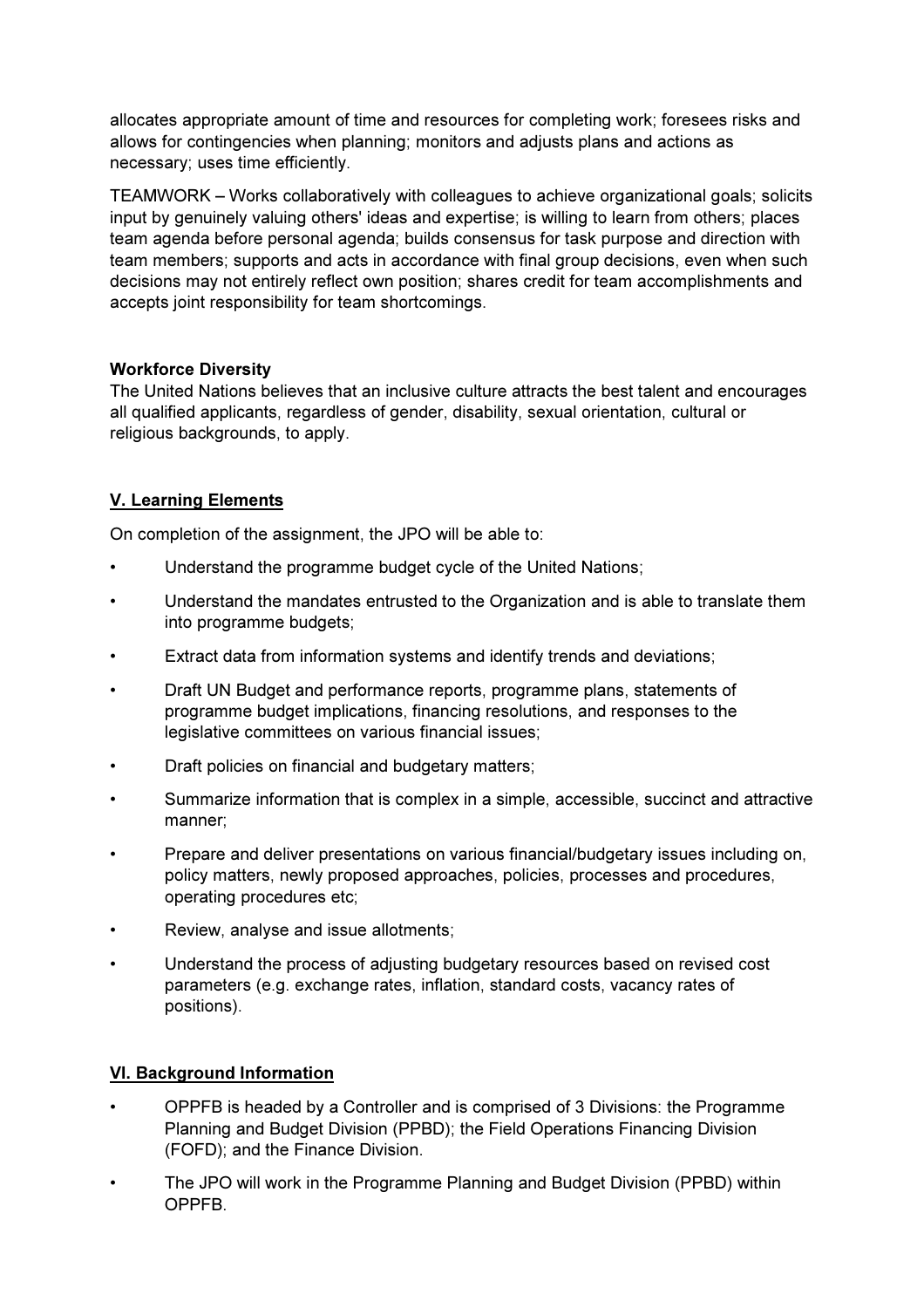allocates appropriate amount of time and resources for completing work; foresees risks and allows for contingencies when planning; monitors and adjusts plans and actions as necessary; uses time efficiently.

TEAMWORK – Works collaboratively with colleagues to achieve organizational goals; solicits input by genuinely valuing others' ideas and expertise; is willing to learn from others; places team agenda before personal agenda; builds consensus for task purpose and direction with team members; supports and acts in accordance with final group decisions, even when such decisions may not entirely reflect own position; shares credit for team accomplishments and accepts joint responsibility for team shortcomings.

**Workforce Diversity**

The United Nations believes that an inclusive culture attracts the best talent and encourages all qualified applicants, regardless of gender, disability, sexual orientation, cultural or religious backgrounds, to apply.

## V. Learning Elements

On completion of the assignment, the JPO will be able to:

- Understand the programme budget cycle of the United Nations;
- Understand the mandates entrusted to the Organization and is able to translate them into programme budgets;
- Extract data from information systems and identify trends and deviations;
- Draft UN Budget and performance reports, programme plans, statements of programme budget implications, financing resolutions, and responses to the legislative committees on various financial issues;
- Draft policies on financial and budgetary matters;
- Summarize information that is complex in a simple, accessible, succinct and attractive manner;
- Prepare and deliver presentations on various financial/budgetary issues including on, policy matters, newly proposed approaches, policies, processes and procedures, operating procedures etc;
- Review, analyse and issue allotments;
- Understand the process of adjusting budgetary resources based on revised cost parameters (e.g. exchange rates, inflation, standard costs, vacancy rates of positions).

## VI. Background Information

- OPPFB is headed by a Controller and is comprised of 3 Divisions: the Programme Planning and Budget Division (PPBD); the Field Operations Financing Division (FOFD); and the Finance Division.
- The JPO will work in the Programme Planning and Budget Division (PPBD) within OPPFB.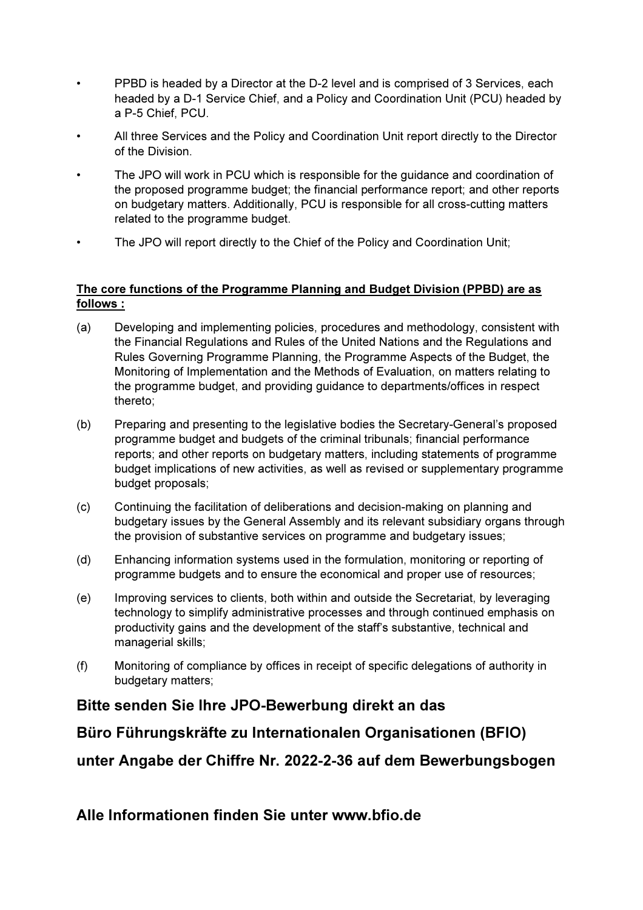- PPBD is headed by a Director at the D-2 level and is comprised of 3 Services, each headed by a D-1 Service Chief, and a Policy and Coordination Unit (PCU) headed by a P-5 Chief, PCU.
- All three Services and the Policy and Coordination Unit report directly to the Director of the Division.
- The JPO will work in PCU which is responsible for the guidance and coordination of the proposed programme budget; the financial performance report; and other reports on budgetary matters. Additionally, PCU is responsible for all cross-cutting matters related to the programme budget.
- The JPO will report directly to the Chief of the Policy and Coordination Unit;

**The core functions of the Programme Planning and Budget Division (PPBD) are as follows :**

(a) Developing and implementing policies, procedures and methodology, consistent with the Financial Regulations and Rules of the United Nations and the Regulations and Rules Governing Programme Planning, the Programme Aspects of the Budget, the Monitoring of Implementation and the Methods of Evaluation, on matters relating to the programme budget, and providing guidance to departments/offices in respect thereto;

(b) Preparing and presenting to the legislative bodies the Secretary-General's proposed programme budget and budgets of the criminal tribunals; financial performance reports; and other reports on budgetary matters, including statements of programme budget implications of new activities, as well as revised or supplementary programme budget proposals;

(c) Continuing the facilitation of deliberations and decision-making on planning and budgetary issues by the General Assembly and its relevant subsidiary organs through the provision of substantive services on programme and budgetary issues;

(d) Enhancing information systems used in the formulation, monitoring or reporting of programme budgets and to ensure the economical and proper use of resources;

(e) Improving services to clients, both within and outside the Secretariat, by leveraging technology to simplify administrative processes and through continued emphasis on productivity gains and the development of the staff's substantive, technical and managerial skills;

(f) Monitoring of compliance by offices in receipt of specific delegations of authority in budgetary matters;

**Bitte senden Sie Ihre JPO-Bewerbung direkt an das**

**Büro Führungskräfte zu Internationalen Organisationen (BFIO)**

**unter Angabe der Chiffre Nr. 2022-2-36 auf dem Bewerbungsbogen**

**Alle Informationen finden Sie unter www.bfio.de**